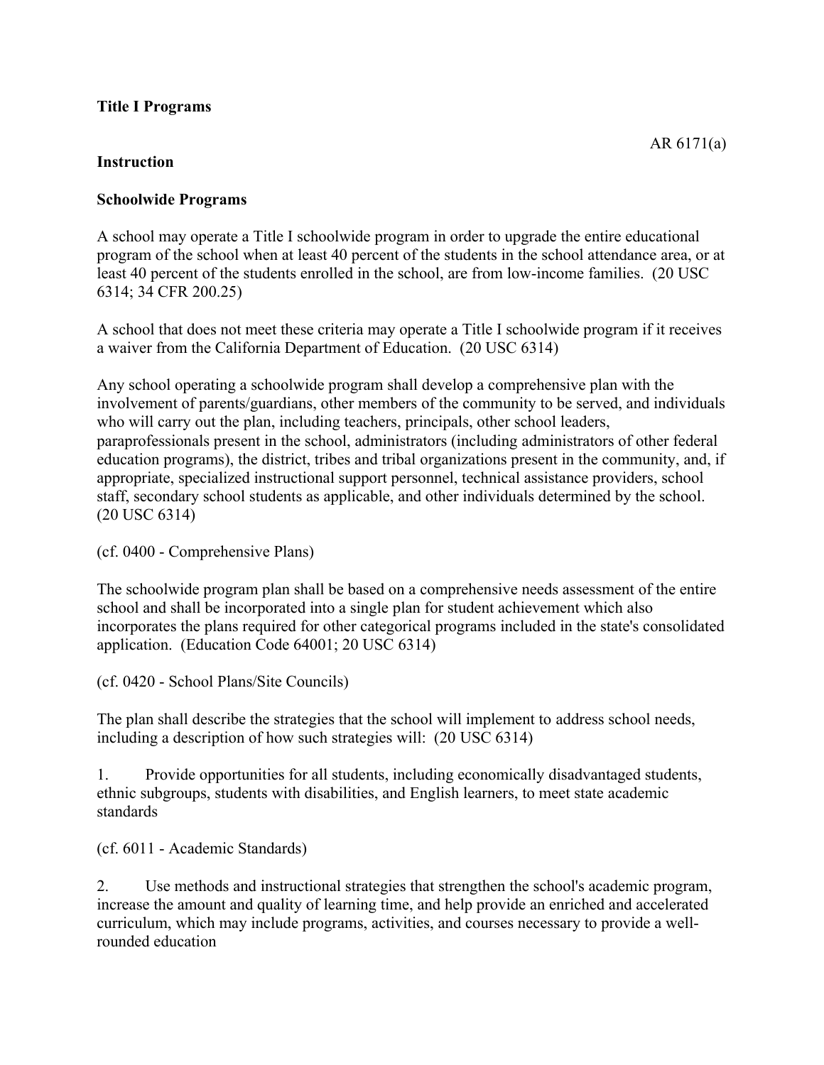**Title I Programs**

AR 6171(a)

**Instruction**

**Schoolwide Programs**

A school may operate a Title I schoolwide program in order to upgrade the entire educational program of the school when at least 40 percent of the students in the school attendance area, or at least 40 percent of the students enrolled in the school, are from low-income families. (20 USC 6314; 34 CFR 200.25)

A school that does not meet these criteria may operate a Title I schoolwide program if it receives a waiver from the California Department of Education. (20 USC 6314)

Any school operating a schoolwide program shall develop a comprehensive plan with the involvement of parents/guardians, other members of the community to be served, and individuals who will carry out the plan, including teachers, principals, other school leaders, paraprofessionals present in the school, administrators (including administrators of other federal education programs), the district, tribes and tribal organizations present in the community, and, if appropriate, specialized instructional support personnel, technical assistance providers, school staff, secondary school students as applicable, and other individuals determined by the school. (20 USC 6314)

(cf. 0400 - Comprehensive Plans)

The schoolwide program plan shall be based on a comprehensive needs assessment of the entire school and shall be incorporated into a single plan for student achievement which also incorporates the plans required for other categorical programs included in the state's consolidated application. (Education Code 64001; 20 USC 6314)

(cf. 0420 - School Plans/Site Councils)

The plan shall describe the strategies that the school will implement to address school needs, including a description of how such strategies will: (20 USC 6314)

1. Provide opportunities for all students, including economically disadvantaged students, ethnic subgroups, students with disabilities, and English learners, to meet state academic standards

(cf. 6011 - Academic Standards)

2. Use methods and instructional strategies that strengthen the school's academic program, increase the amount and quality of learning time, and help provide an enriched and accelerated curriculum, which may include programs, activities, and courses necessary to provide a well-rounded education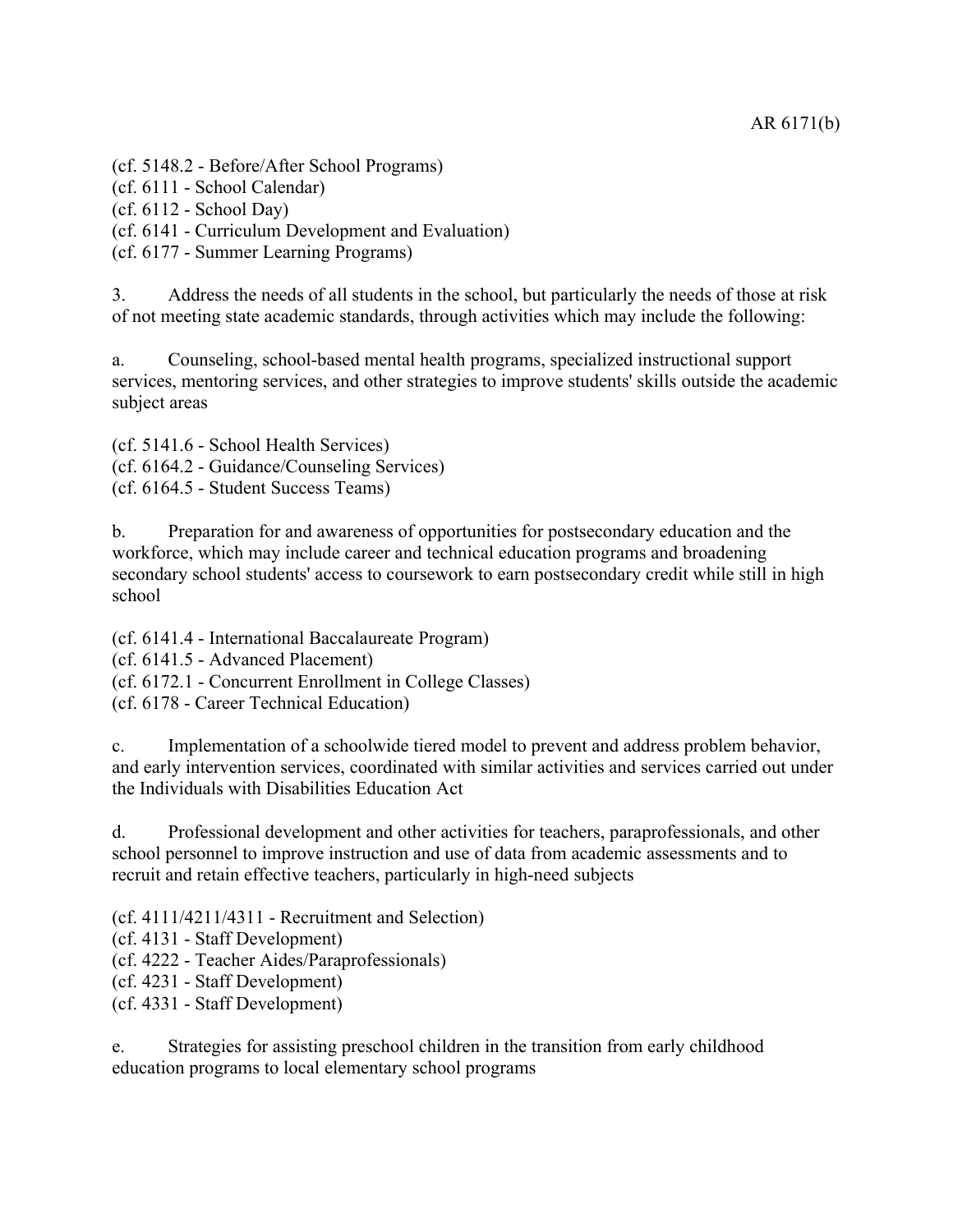(cf. 5148.2 - Before/After School Programs)
(cf. 6111 - School Calendar)
(cf. 6112 - School Day)
(cf. 6141 - Curriculum Development and Evaluation)
(cf. 6177 - Summer Learning Programs)

3. Address the needs of all students in the school, but particularly the needs of those at risk of not meeting state academic standards, through activities which may include the following:

a. Counseling, school-based mental health programs, specialized instructional support services, mentoring services, and other strategies to improve students' skills outside the academic subject areas

(cf. 5141.6 - School Health Services)
(cf. 6164.2 - Guidance/Counseling Services)
(cf. 6164.5 - Student Success Teams)

b. Preparation for and awareness of opportunities for postsecondary education and the workforce, which may include career and technical education programs and broadening secondary school students' access to coursework to earn postsecondary credit while still in high school

(cf. 6141.4 - International Baccalaureate Program)
(cf. 6141.5 - Advanced Placement)
(cf. 6172.1 - Concurrent Enrollment in College Classes)
(cf. 6178 - Career Technical Education)

c. Implementation of a schoolwide tiered model to prevent and address problem behavior, and early intervention services, coordinated with similar activities and services carried out under the Individuals with Disabilities Education Act

d. Professional development and other activities for teachers, paraprofessionals, and other school personnel to improve instruction and use of data from academic assessments and to recruit and retain effective teachers, particularly in high-need subjects

(cf. 4111/4211/4311 - Recruitment and Selection)
(cf. 4131 - Staff Development)
(cf. 4222 - Teacher Aides/Paraprofessionals)
(cf. 4231 - Staff Development)
(cf. 4331 - Staff Development)

e. Strategies for assisting preschool children in the transition from early childhood education programs to local elementary school programs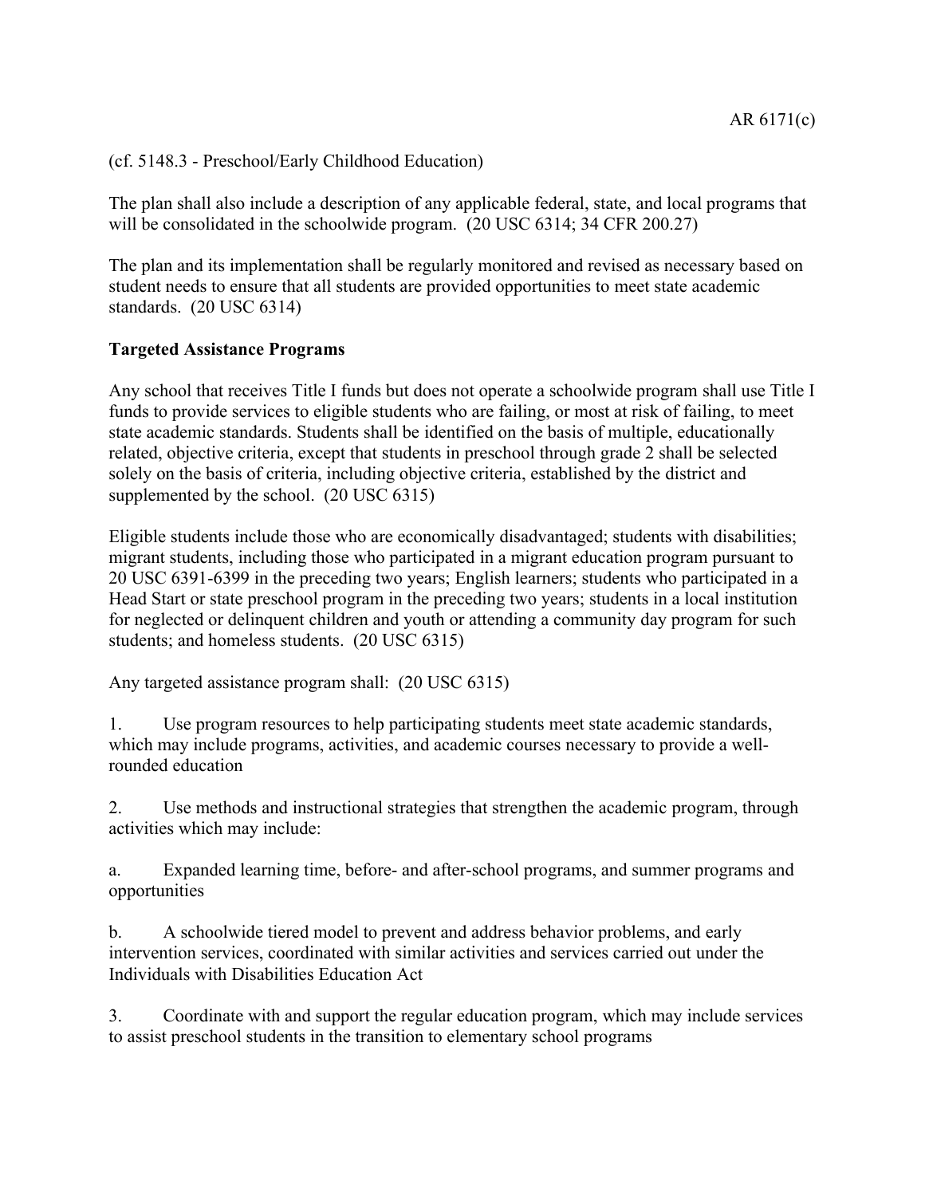(cf. 5148.3 - Preschool/Early Childhood Education)

The plan shall also include a description of any applicable federal, state, and local programs that will be consolidated in the schoolwide program. (20 USC 6314; 34 CFR 200.27)

The plan and its implementation shall be regularly monitored and revised as necessary based on student needs to ensure that all students are provided opportunities to meet state academic standards. (20 USC 6314)

**Targeted Assistance Programs**

Any school that receives Title I funds but does not operate a schoolwide program shall use Title I funds to provide services to eligible students who are failing, or most at risk of failing, to meet state academic standards. Students shall be identified on the basis of multiple, educationally related, objective criteria, except that students in preschool through grade 2 shall be selected solely on the basis of criteria, including objective criteria, established by the district and supplemented by the school. (20 USC 6315)

Eligible students include those who are economically disadvantaged; students with disabilities; migrant students, including those who participated in a migrant education program pursuant to 20 USC 6391-6399 in the preceding two years; English learners; students who participated in a Head Start or state preschool program in the preceding two years; students in a local institution for neglected or delinquent children and youth or attending a community day program for such students; and homeless students. (20 USC 6315)

Any targeted assistance program shall: (20 USC 6315)

1. Use program resources to help participating students meet state academic standards, which may include programs, activities, and academic courses necessary to provide a well-rounded education

2. Use methods and instructional strategies that strengthen the academic program, through activities which may include:

   a. Expanded learning time, before- and after-school programs, and summer programs and opportunities

   b. A schoolwide tiered model to prevent and address behavior problems, and early intervention services, coordinated with similar activities and services carried out under the Individuals with Disabilities Education Act

3. Coordinate with and support the regular education program, which may include services to assist preschool students in the transition to elementary school programs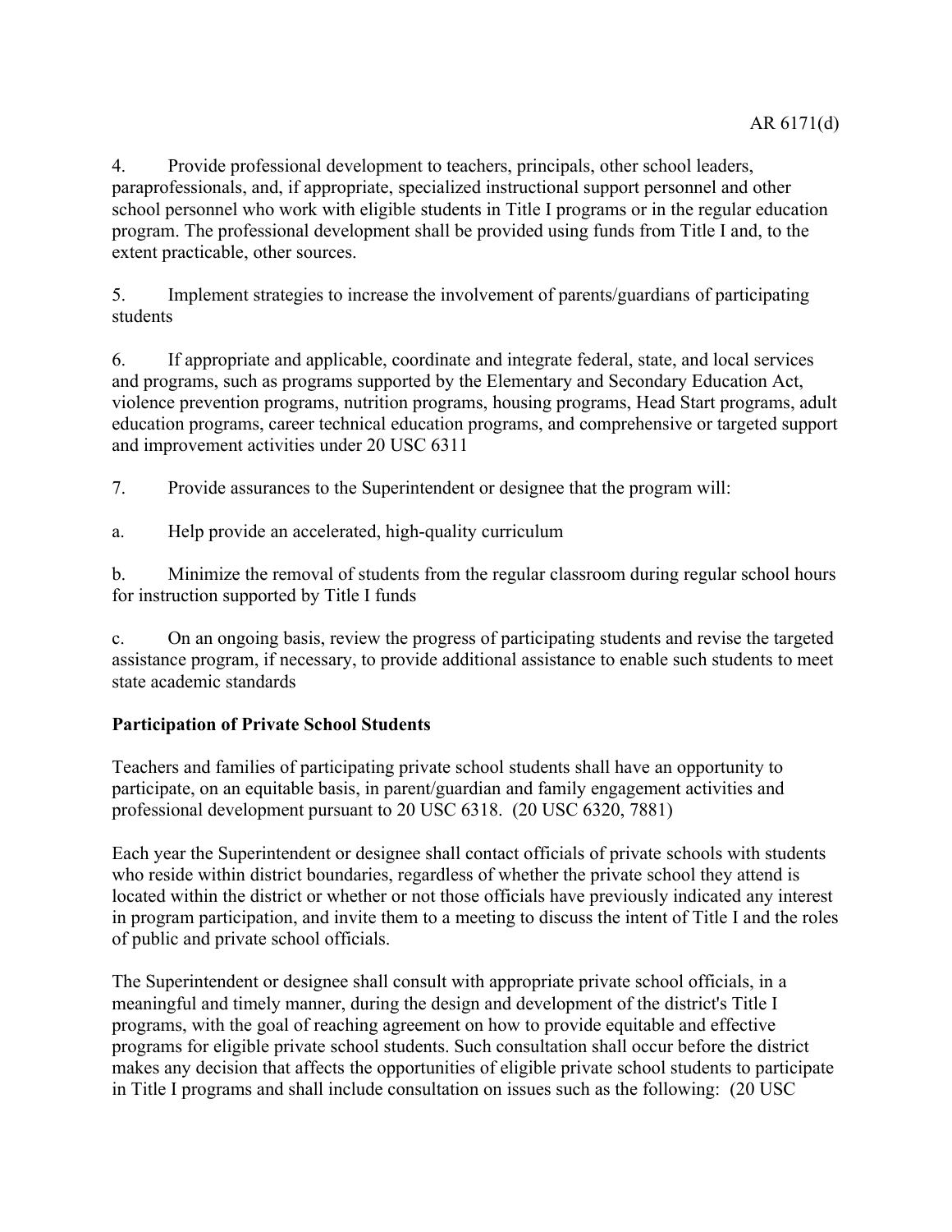4. Provide professional development to teachers, principals, other school leaders, paraprofessionals, and, if appropriate, specialized instructional support personnel and other school personnel who work with eligible students in Title I programs or in the regular education program. The professional development shall be provided using funds from Title I and, to the extent practicable, other sources.

5. Implement strategies to increase the involvement of parents/guardians of participating students

6. If appropriate and applicable, coordinate and integrate federal, state, and local services and programs, such as programs supported by the Elementary and Secondary Education Act, violence prevention programs, nutrition programs, housing programs, Head Start programs, adult education programs, career technical education programs, and comprehensive or targeted support and improvement activities under 20 USC 6311

7. Provide assurances to the Superintendent or designee that the program will:

a. Help provide an accelerated, high-quality curriculum

b. Minimize the removal of students from the regular classroom during regular school hours for instruction supported by Title I funds

c. On an ongoing basis, review the progress of participating students and revise the targeted assistance program, if necessary, to provide additional assistance to enable such students to meet state academic standards

**Participation of Private School Students**

Teachers and families of participating private school students shall have an opportunity to participate, on an equitable basis, in parent/guardian and family engagement activities and professional development pursuant to 20 USC 6318. (20 USC 6320, 7881)

Each year the Superintendent or designee shall contact officials of private schools with students who reside within district boundaries, regardless of whether the private school they attend is located within the district or whether or not those officials have previously indicated any interest in program participation, and invite them to a meeting to discuss the intent of Title I and the roles of public and private school officials.

The Superintendent or designee shall consult with appropriate private school officials, in a meaningful and timely manner, during the design and development of the district's Title I programs, with the goal of reaching agreement on how to provide equitable and effective programs for eligible private school students. Such consultation shall occur before the district makes any decision that affects the opportunities of eligible private school students to participate in Title I programs and shall include consultation on issues such as the following: (20 USC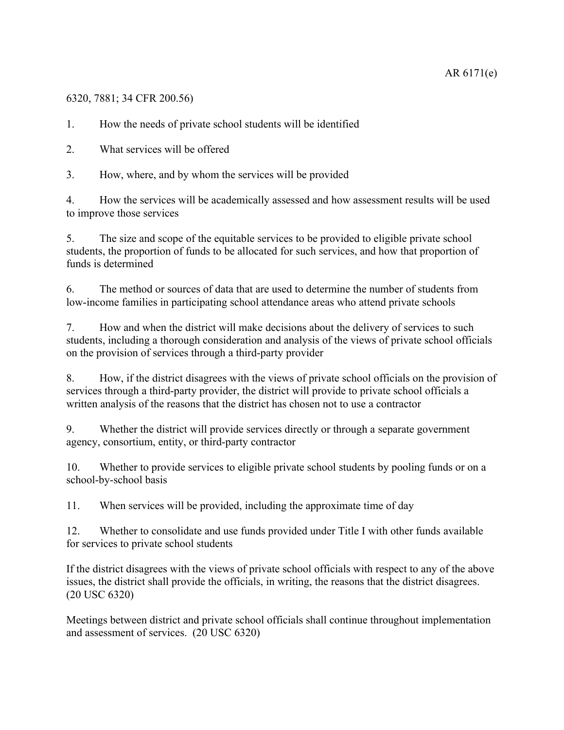6320, 7881; 34 CFR 200.56)

1. How the needs of private school students will be identified

2. What services will be offered

3. How, where, and by whom the services will be provided

4. How the services will be academically assessed and how assessment results will be used to improve those services

5. The size and scope of the equitable services to be provided to eligible private school students, the proportion of funds to be allocated for such services, and how that proportion of funds is determined

6. The method or sources of data that are used to determine the number of students from low-income families in participating school attendance areas who attend private schools

7. How and when the district will make decisions about the delivery of services to such students, including a thorough consideration and analysis of the views of private school officials on the provision of services through a third-party provider

8. How, if the district disagrees with the views of private school officials on the provision of services through a third-party provider, the district will provide to private school officials a written analysis of the reasons that the district has chosen not to use a contractor

9. Whether the district will provide services directly or through a separate government agency, consortium, entity, or third-party contractor

10. Whether to provide services to eligible private school students by pooling funds or on a school-by-school basis

11. When services will be provided, including the approximate time of day

12. Whether to consolidate and use funds provided under Title I with other funds available for services to private school students

If the district disagrees with the views of private school officials with respect to any of the above issues, the district shall provide the officials, in writing, the reasons that the district disagrees. (20 USC 6320)

Meetings between district and private school officials shall continue throughout implementation and assessment of services. (20 USC 6320)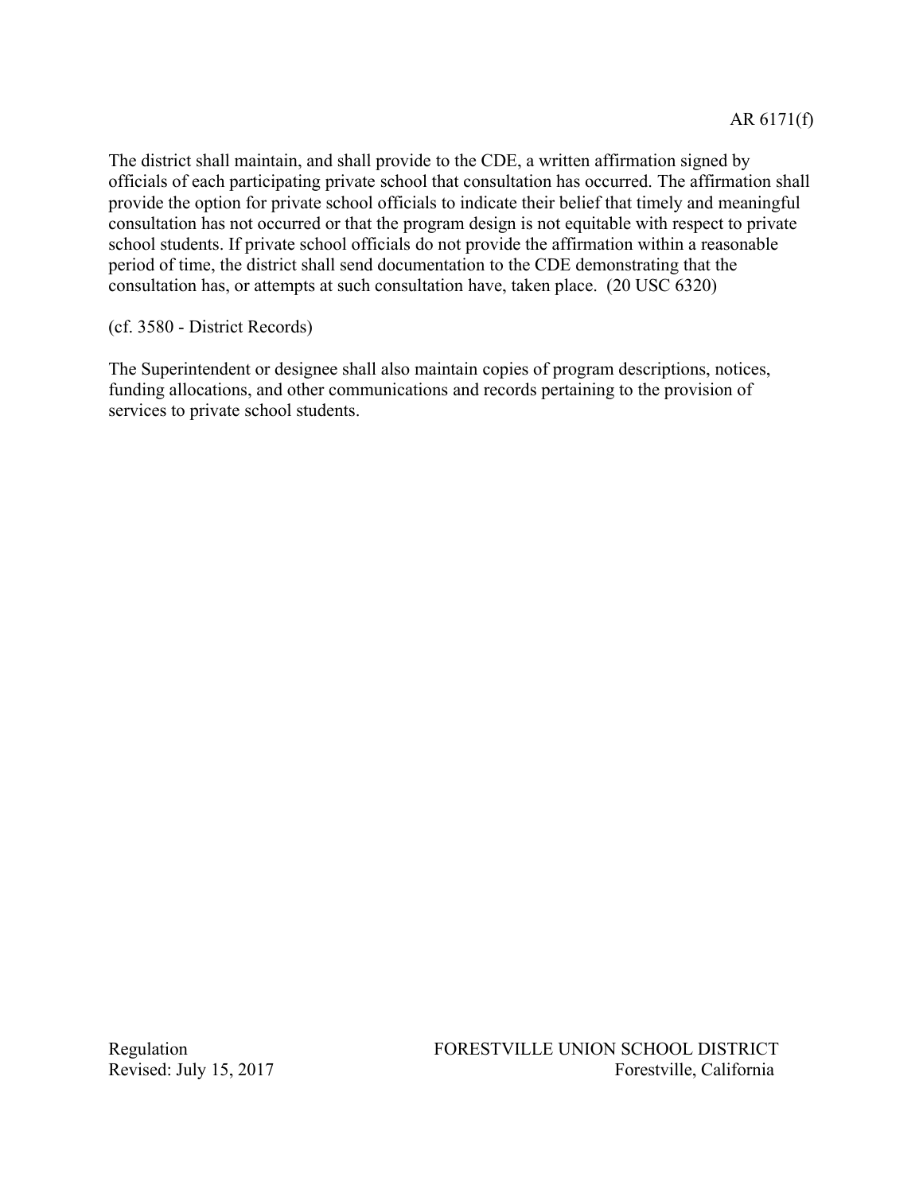The district shall maintain, and shall provide to the CDE, a written affirmation signed by officials of each participating private school that consultation has occurred. The affirmation shall provide the option for private school officials to indicate their belief that timely and meaningful consultation has not occurred or that the program design is not equitable with respect to private school students. If private school officials do not provide the affirmation within a reasonable period of time, the district shall send documentation to the CDE demonstrating that the consultation has, or attempts at such consultation have, taken place. (20 USC 6320)

(cf. 3580 - District Records)

The Superintendent or designee shall also maintain copies of program descriptions, notices, funding allocations, and other communications and records pertaining to the provision of services to private school students.

Regulation
Revised: July 15, 2017

FORESTVILLE UNION SCHOOL DISTRICT
Forestville, California